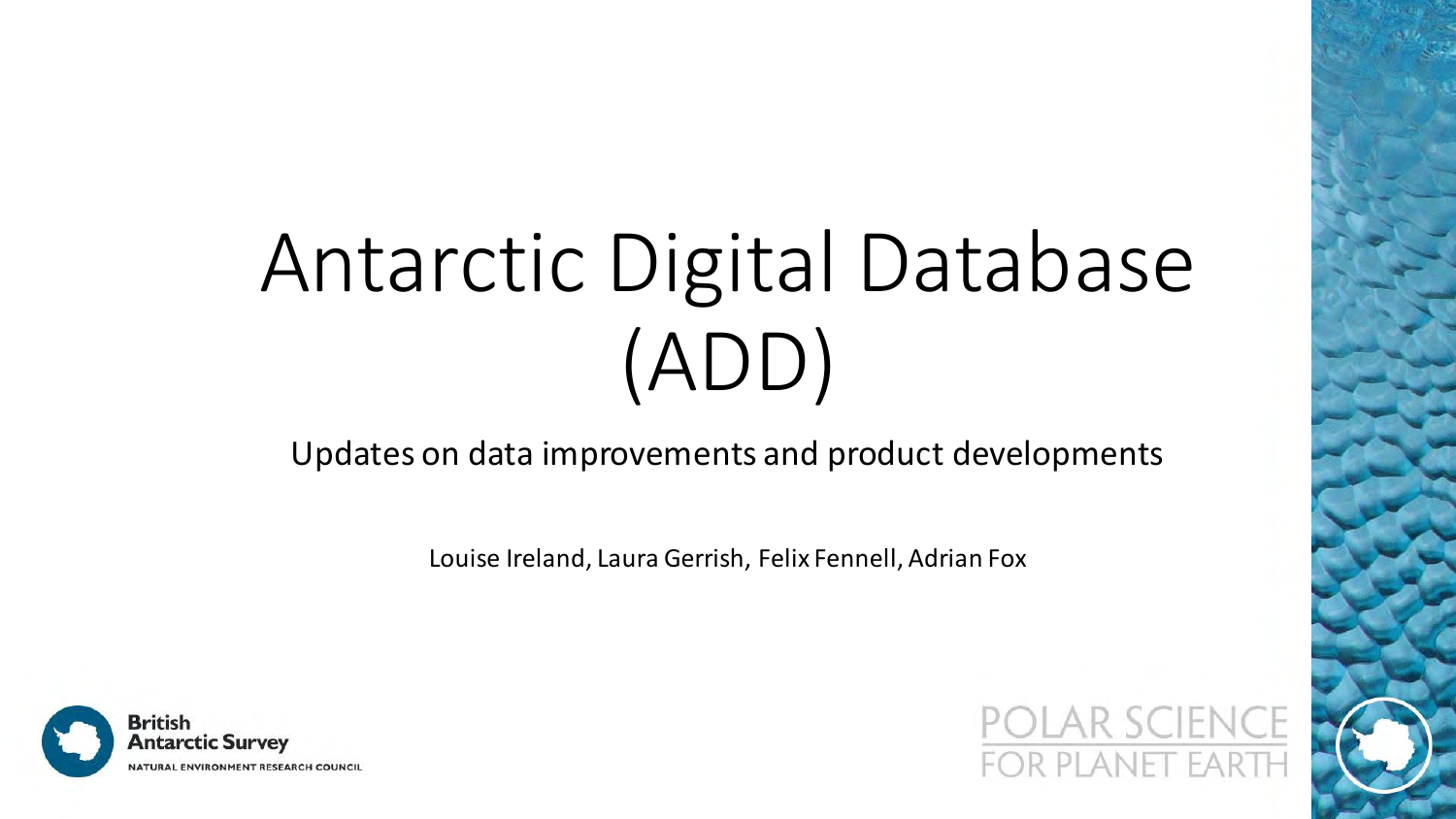# Antarctic Digital Database (ADD)

Updates on data improvements and product developments

Louise Ireland, Laura Gerrish, Felix Fennell, Adrian Fox

British Antarctic Survey
NATURAL ENVIRONMENT RESEARCH COUNCIL

POLAR SCIENCE FOR PLANET EARTH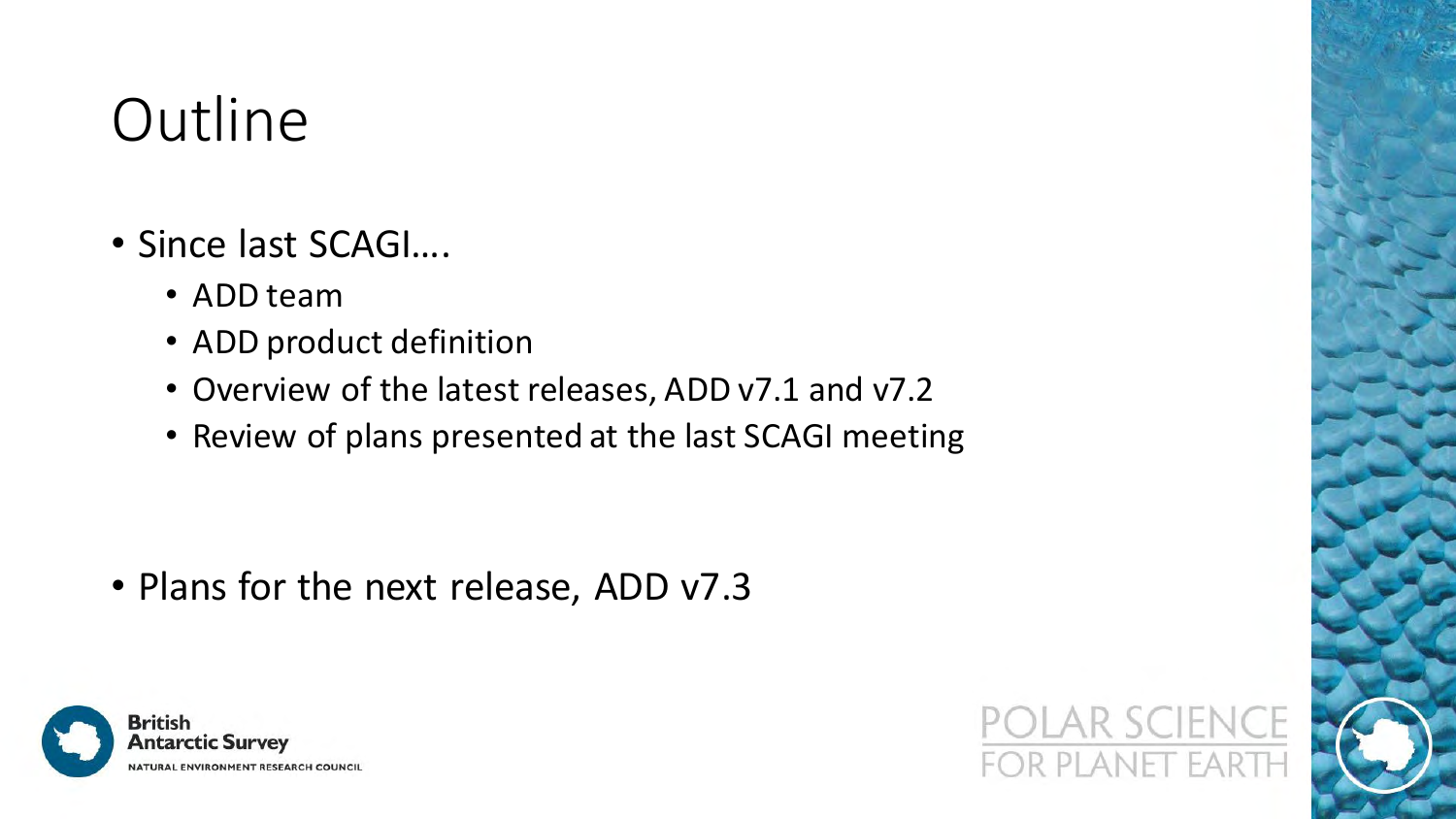# Outline

- Since last SCAGI….
  - ADD team
  - ADD product definition
  - Overview of the latest releases, ADD v7.1 and v7.2
  - Review of plans presented at the last SCAGI meeting

- Plans for the next release, ADD v7.3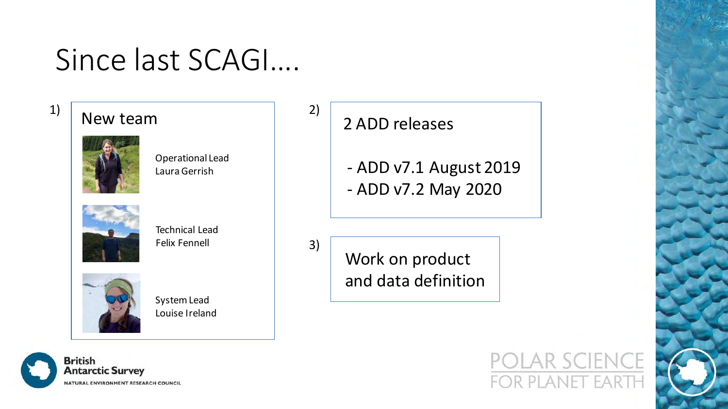# Since last SCAGI....

1) **New team**

Operational Lead
Laura Gerrish

Technical Lead
Felix Fennell

System Lead
Louise Ireland

2) **2 ADD releases**

- ADD v7.1 August 2019
- ADD v7.2 May 2020

3) **Work on product and data definition**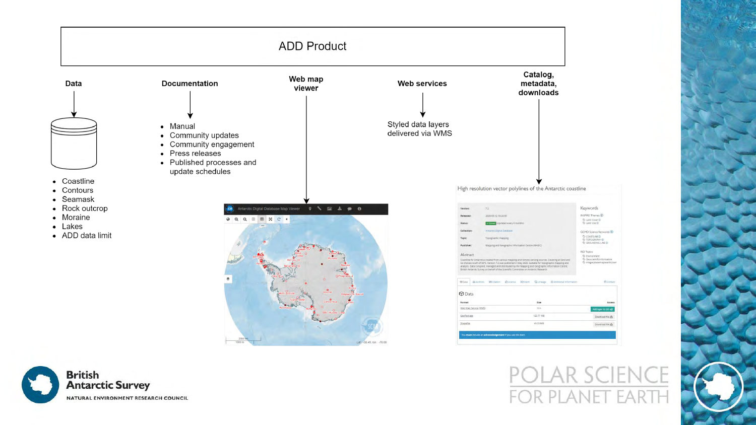# ADD Product

## Data

- Coastline
- Contours
- Seamask
- Rock outcrop
- Moraine
- Lakes
- ADD data limit

## Documentation

- Manual
- Community updates
- Community engagement
- Press releases
- Published processes and update schedules

## Web map viewer

## Web services

Styled data layers delivered via WMS

## Catalog, metadata, downloads

High resolution vector polylines of the Antarctic coastline

British Antarctic Survey
NATURAL ENVIRONMENT RESEARCH COUNCIL

POLAR SCIENCE FOR PLANET EARTH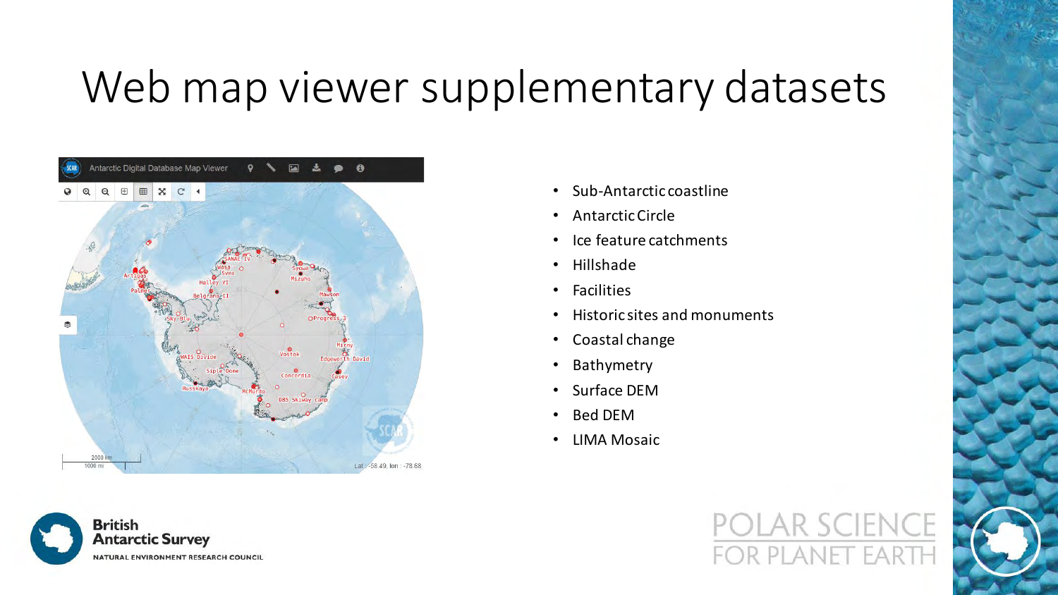# Web map viewer supplementary datasets

- Sub-Antarctic coastline
- Antarctic Circle
- Ice feature catchments
- Hillshade
- Facilities
- Historic sites and monuments
- Coastal change
- Bathymetry
- Surface DEM
- Bed DEM
- LIMA Mosaic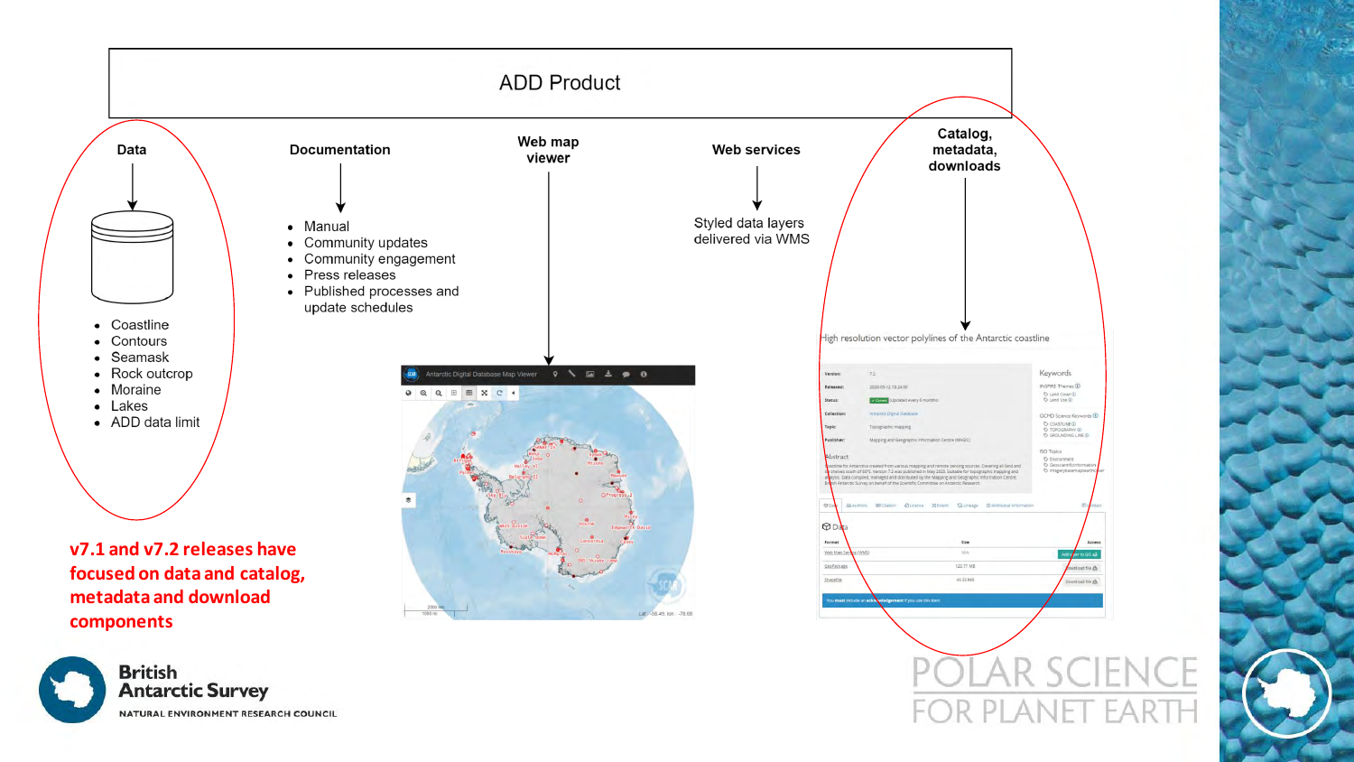# ADD Product

## Data

- Coastline
- Contours
- Seamask
- Rock outcrop
- Moraine
- Lakes
- ADD data limit

## Documentation

- Manual
- Community updates
- Community engagement
- Press releases
- Published processes and update schedules

## Web map viewer

## Web services

Styled data layers delivered via WMS

## Catalog, metadata, downloads

**v7.1 and v7.2 releases have focused on data and catalog, metadata and download components**

British Antarctic Survey
NATURAL ENVIRONMENT RESEARCH COUNCIL

POLAR SCIENCE FOR PLANET EARTH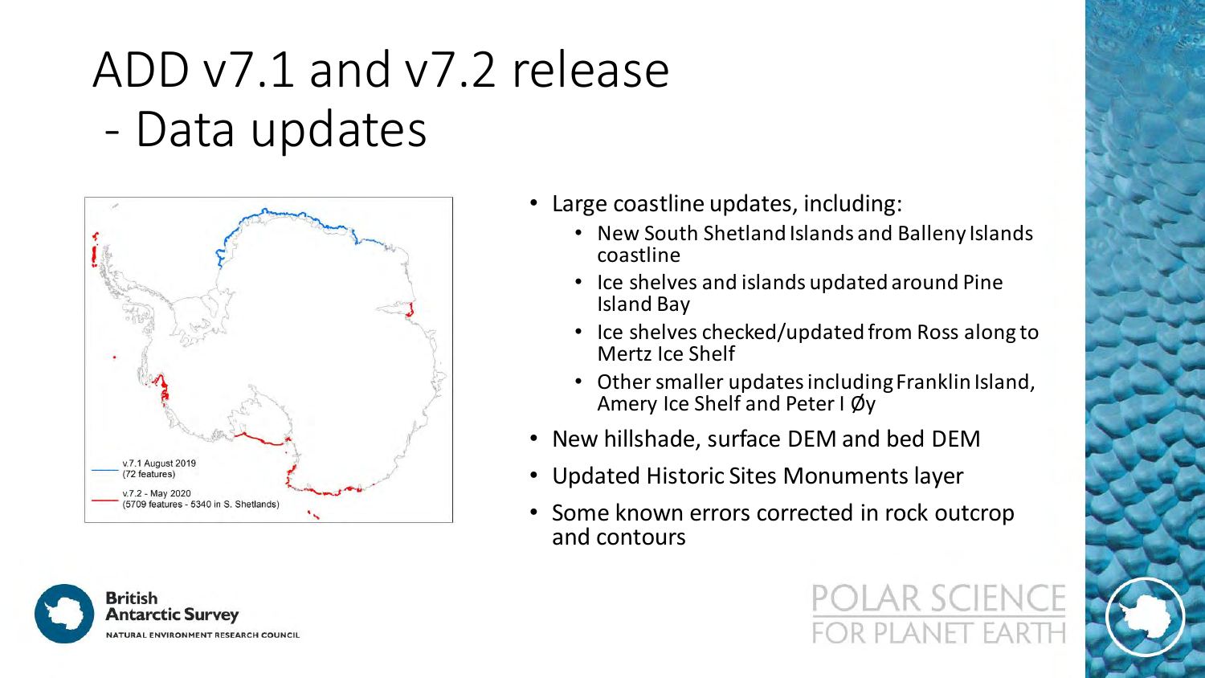# ADD v7.1 and v7.2 release - Data updates

v.7.1 August 2019 (72 features)

v.7.2 - May 2020 (5709 features - 5340 in S. Shetlands)

- Large coastline updates, including:
  - New South Shetland Islands and Balleny Islands coastline
  - Ice shelves and islands updated around Pine Island Bay
  - Ice shelves checked/updated from Ross along to Mertz Ice Shelf
  - Other smaller updates including Franklin Island, Amery Ice Shelf and Peter I Øy
- New hillshade, surface DEM and bed DEM
- Updated Historic Sites Monuments layer
- Some known errors corrected in rock outcrop and contours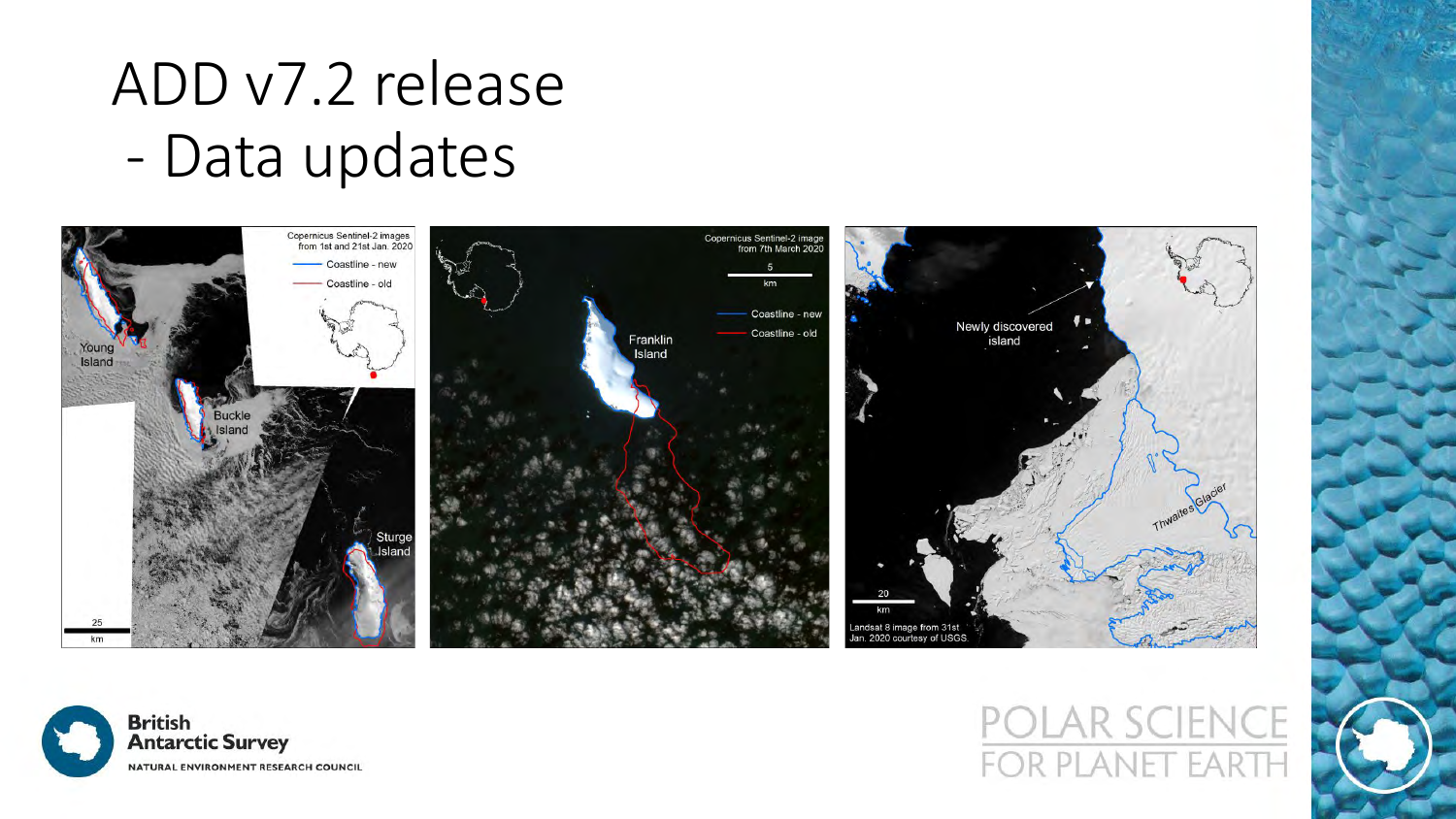# ADD v7.2 release
## - Data updates

Copernicus Sentinel-2 images from 1st and 21st Jan. 2020

Coastline - new

Coastline - old

Young Island

Buckle Island

Sturge Island

25 km

Copernicus Sentinel-2 image from 7th March 2020

5 km

Coastline - new

Coastline - old

Franklin Island

Newly discovered island

Thwaites Glacier

20 km

Landsat 8 image from 31st Jan. 2020 courtesy of USGS.

British Antarctic Survey

NATURAL ENVIRONMENT RESEARCH COUNCIL

POLAR SCIENCE FOR PLANET EARTH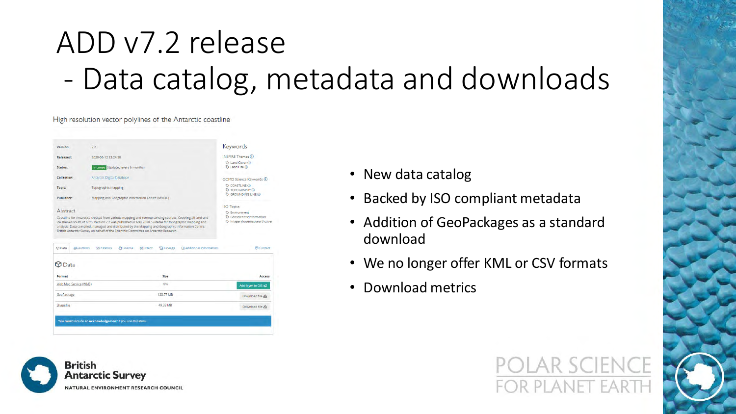# ADD v7.2 release
# - Data catalog, metadata and downloads

High resolution vector polylines of the Antarctic coastline

| | |
|---|---|
| **Version:** | 7.2 |
| **Released:** | 2020-05-12 13:24:50 |
| **Status:** | Current (Updated every 6 months) |
| **Collection:** | Antarctic Digital Database |
| **Topic:** | Topographic mapping |
| **Publisher:** | Mapping and Geographic Information Centre (MAGIC) |

**Abstract**

Coastline for Antarctica created from various mapping and remote sensing sources. Covering all land and ice shelves south of 60°S. Version 7.2 was published in May 2020. Suitable for topographic mapping and analysis. Data compiled, managed and distributed by the Mapping and Geographic Information Centre, British Antarctic Survey on behalf of the Scientific Committee on Antarctic Research.

**Keywords**

INSPIRE Themes
- Land Cover
- Land Use

GCMD Science Keywords
- COASTLINE
- TOPOGRAPHY
- GROUNDING LINE

ISO Topics
- Environment
- Geoscientificinformation
- Imagerybasemapsearthcover

Data | Authors | Citation | Licence | Extent | Lineage | Additional Information | Contact

**Data**

| Format | Size | Access |
|---|---|---|
| Web Map Service (WMS) | N/A | Add layer to GIS |
| GeoPackage | 120.77 MB | Download file |
| Shapefile | 49.33 MB | Download file |

You **must** include an **acknowledgement** if you use this item.

- New data catalog
- Backed by ISO compliant metadata
- Addition of GeoPackages as a standard download
- We no longer offer KML or CSV formats
- Download metrics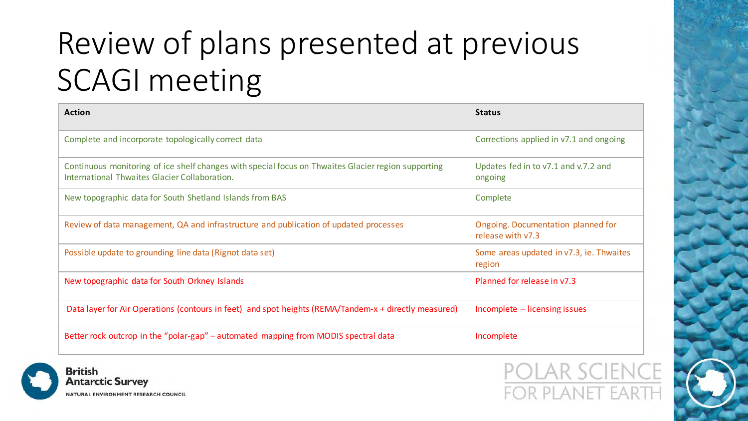# Review of plans presented at previous SCAGI meeting

| Action | Status |
|---|---|
| Complete and incorporate topologically correct data | Corrections applied in v7.1 and ongoing |
| Continuous monitoring of ice shelf changes with special focus on Thwaites Glacier region supporting International Thwaites Glacier Collaboration. | Updates fed in to v7.1 and v.7.2 and ongoing |
| New topographic data for South Shetland Islands from BAS | Complete |
| Review of data management, QA and infrastructure and publication of updated processes | Ongoing. Documentation planned for release with v7.3 |
| Possible update to grounding line data (Rignot data set) | Some areas updated in v7.3, ie. Thwaites region |
| New topographic data for South Orkney Islands | Planned for release in v7.3 |
| Data layer for Air Operations (contours in feet) and spot heights (REMA/Tandem-x + directly measured) | Incomplete – licensing issues |
| Better rock outcrop in the "polar-gap" – automated mapping from MODIS spectral data | Incomplete |

British Antarctic Survey
NATURAL ENVIRONMENT RESEARCH COUNCIL

POLAR SCIENCE FOR PLANET EARTH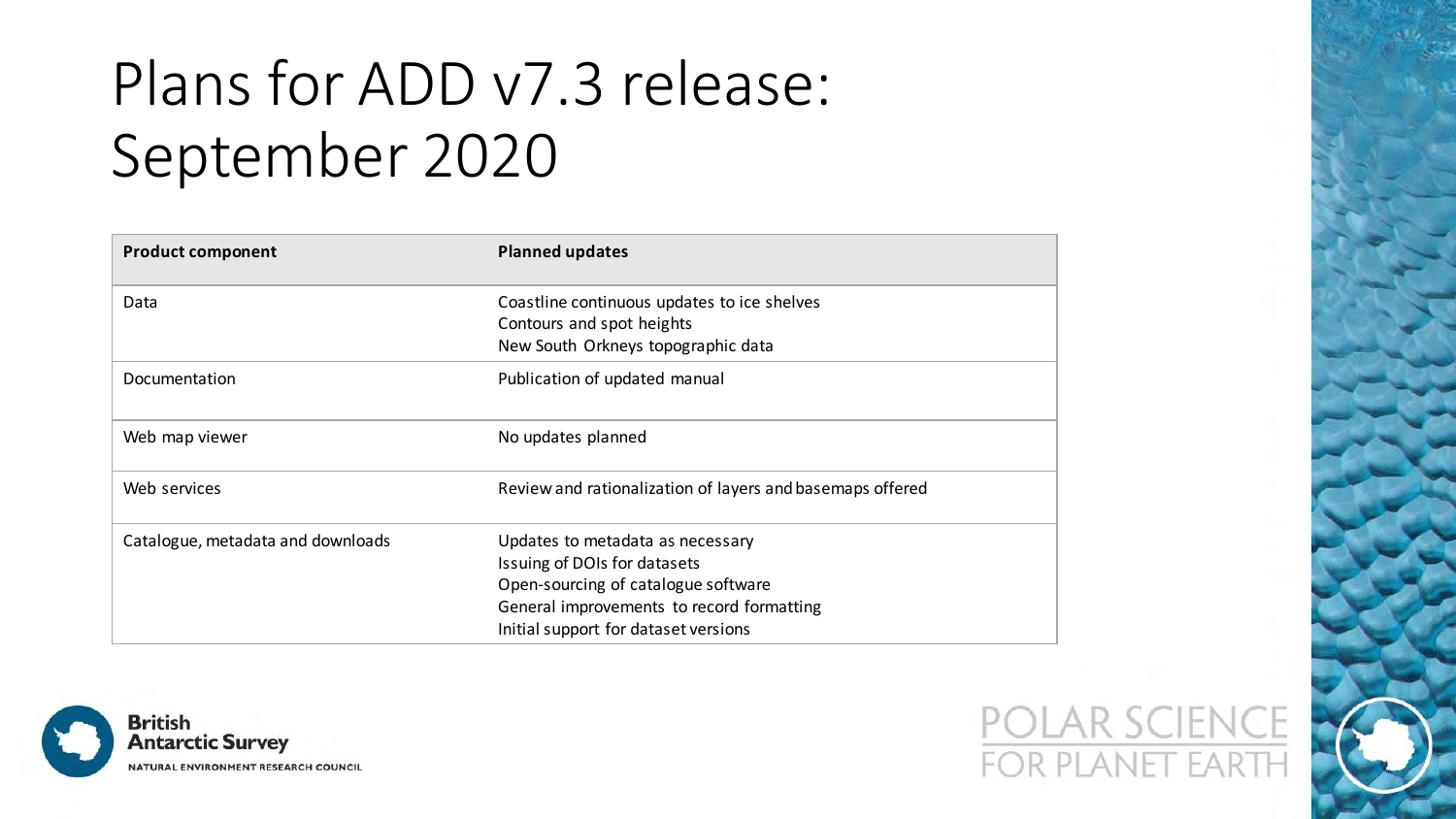# Plans for ADD v7.3 release: September 2020

| Product component | Planned updates |
| --- | --- |
| Data | Coastline continuous updates to ice shelves<br>Contours and spot heights<br>New South Orkneys topographic data |
| Documentation | Publication of updated manual |
| Web map viewer | No updates planned |
| Web services | Review and rationalization of layers and basemaps offered |
| Catalogue, metadata and downloads | Updates to metadata as necessary<br>Issuing of DOIs for datasets<br>Open-sourcing of catalogue software<br>General improvements to record formatting<br>Initial support for dataset versions |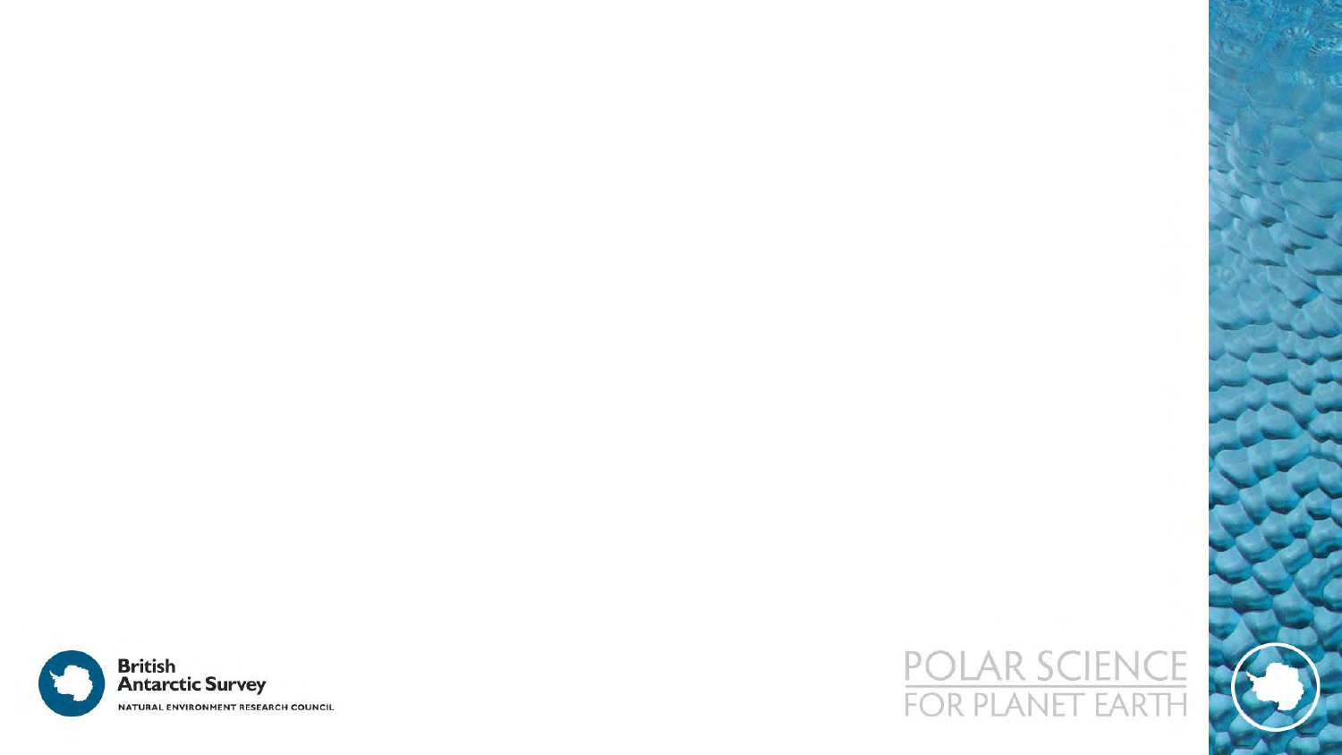British Antarctic Survey

NATURAL ENVIRONMENT RESEARCH COUNCIL

POLAR SCIENCE FOR PLANET EARTH